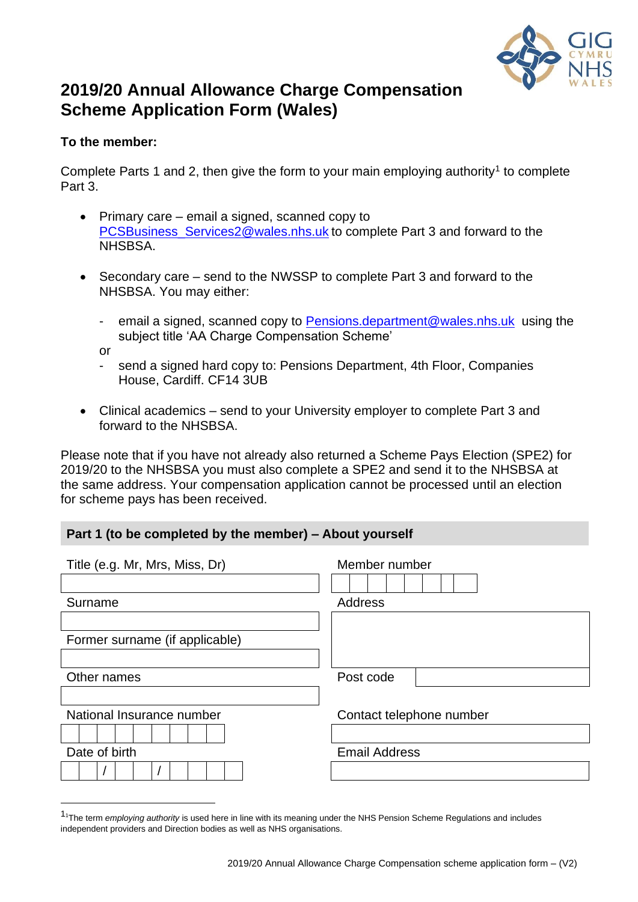# 2019/20 Annual Allowance Charge Compensation Scheme Application Form (Wales)

**To the member:**

Complete Parts 1 and 2, then give the form to your main employing authority[1] to complete Part 3.

- Primary care – email a signed, scanned copy to PCSBusiness_Services2@wales.nhs.uk to complete Part 3 and forward to the NHSBSA.
- Secondary care – send to the NWSSP to complete Part 3 and forward to the NHSBSA. You may either:
  - email a signed, scanned copy to Pensions.department@wales.nhs.uk using the subject title 'AA Charge Compensation Scheme'

  or

  - send a signed hard copy to: Pensions Department, 4th Floor, Companies House, Cardiff. CF14 3UB
- Clinical academics – send to your University employer to complete Part 3 and forward to the NHSBSA.

Please note that if you have not already also returned a Scheme Pays Election (SPE2) for 2019/20 to the NHSBSA you must also complete a SPE2 and send it to the NHSBSA at the same address. Your compensation application cannot be processed until an election for scheme pays has been received.

## Part 1 (to be completed by the member) – About yourself

| | |
|---|---|
| Title (e.g. Mr, Mrs, Miss, Dr) | Member number |
| | |
| Surname | Address |
| | |
| Former surname (if applicable) | |
| | |
| Other names | Post code |
| | |
| National Insurance number | Contact telephone number |
| | |
| Date of birth | Email Address |
| / / | |

[1] The term *employing authority* is used here in line with its meaning under the NHS Pension Scheme Regulations and includes independent providers and Direction bodies as well as NHS organisations.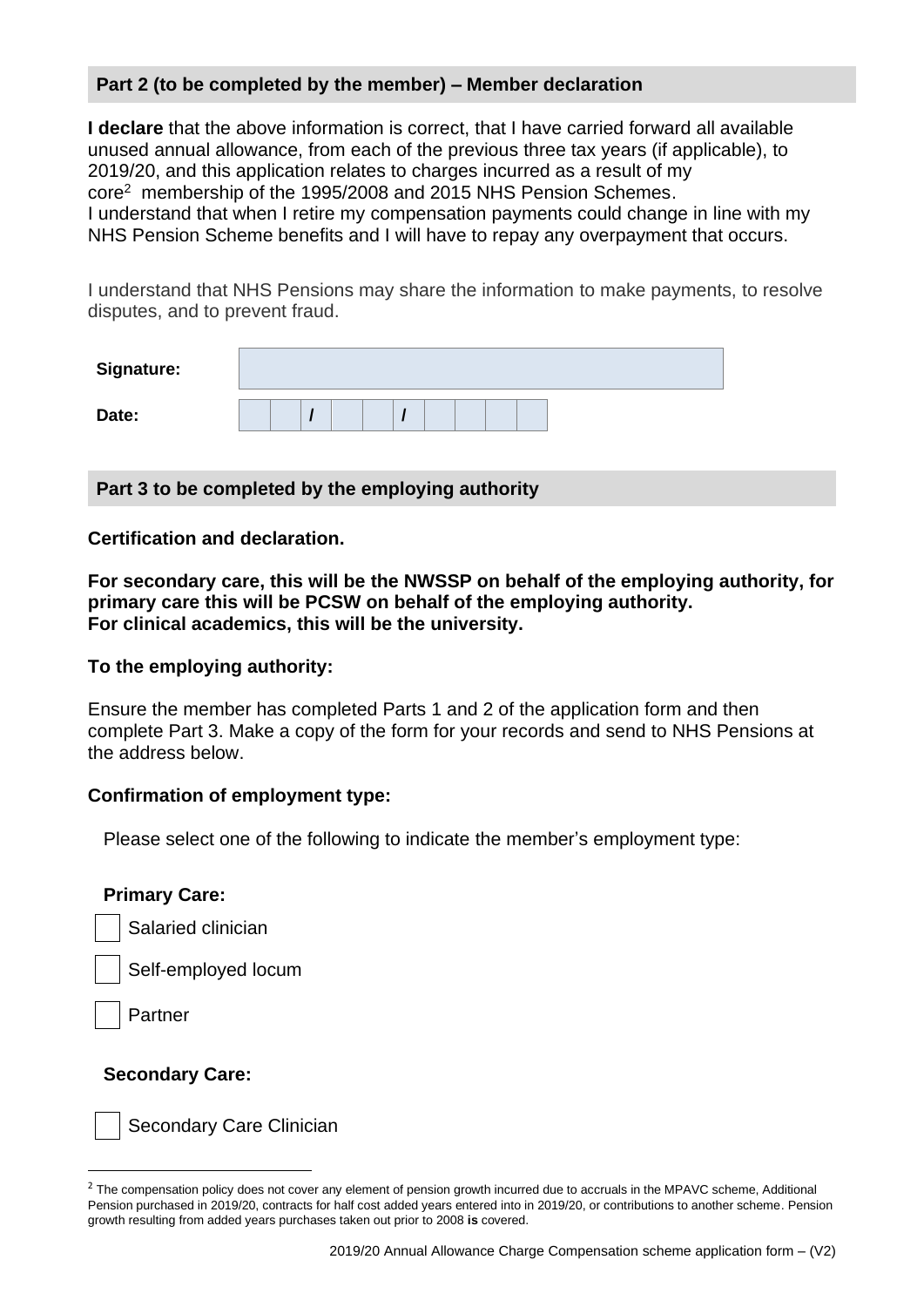## Part 2 (to be completed by the member) – Member declaration

**I declare** that the above information is correct, that I have carried forward all available unused annual allowance, from each of the previous three tax years (if applicable), to 2019/20, and this application relates to charges incurred as a result of my core[2] membership of the 1995/2008 and 2015 NHS Pension Schemes.
I understand that when I retire my compensation payments could change in line with my NHS Pension Scheme benefits and I will have to repay any overpayment that occurs.

I understand that NHS Pensions may share the information to make payments, to resolve disputes, and to prevent fraud.

**Signature:** ____________________

**Date:** __ __ / __ __ / __ __ __ __

## Part 3 to be completed by the employing authority

**Certification and declaration.**

**For secondary care, this will be the NWSSP on behalf of the employing authority, for primary care this will be PCSW on behalf of the employing authority.**
**For clinical academics, this will be the university.**

**To the employing authority:**

Ensure the member has completed Parts 1 and 2 of the application form and then complete Part 3. Make a copy of the form for your records and send to NHS Pensions at the address below.

**Confirmation of employment type:**

Please select one of the following to indicate the member's employment type:

**Primary Care:**

- ☐ Salaried clinician
- ☐ Self-employed locum
- ☐ Partner

**Secondary Care:**

- ☐ Secondary Care Clinician

[2] The compensation policy does not cover any element of pension growth incurred due to accruals in the MPAVC scheme, Additional Pension purchased in 2019/20, contracts for half cost added years entered into in 2019/20, or contributions to another scheme. Pension growth resulting from added years purchases taken out prior to 2008 **is** covered.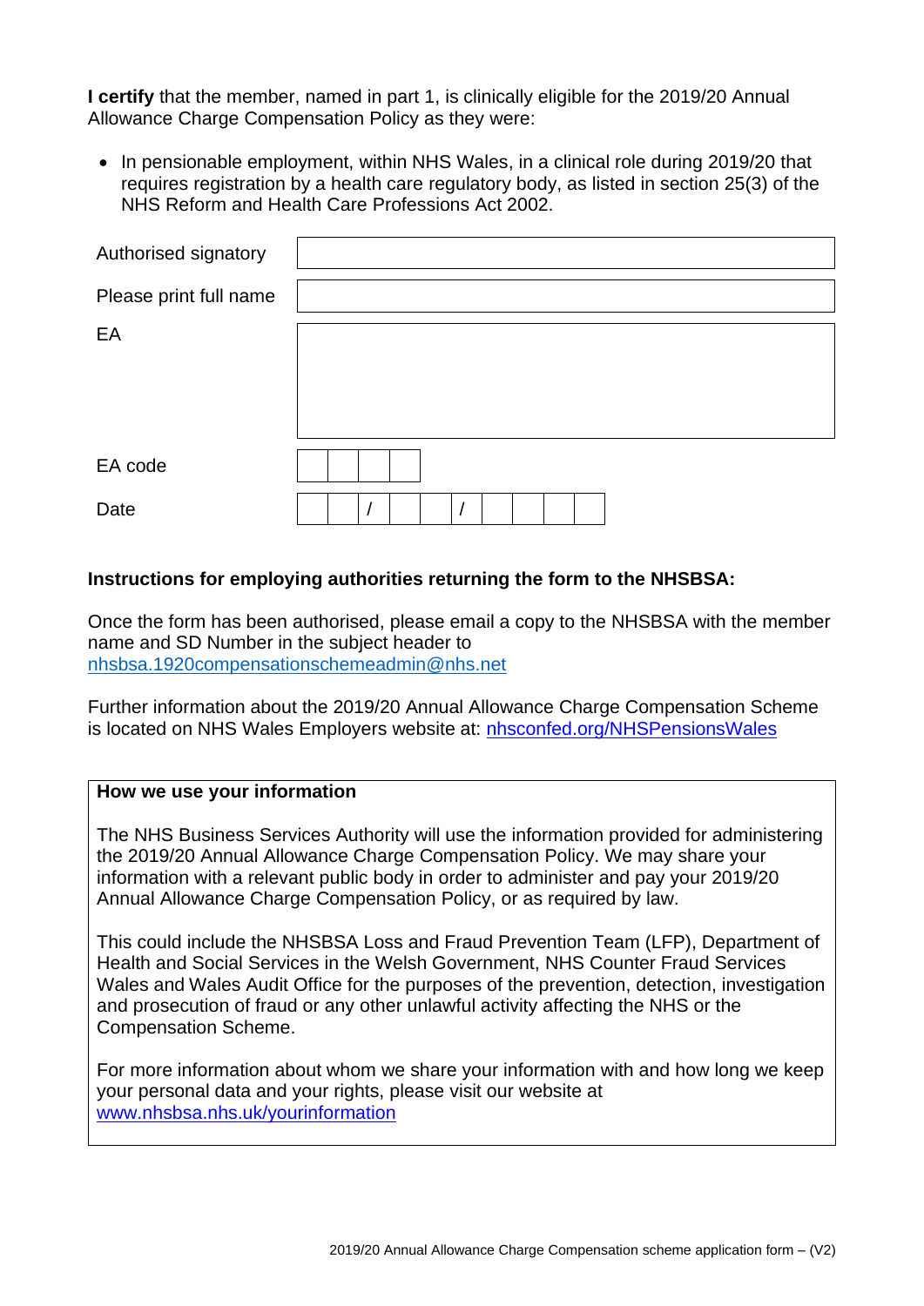**I certify** that the member, named in part 1, is clinically eligible for the 2019/20 Annual Allowance Charge Compensation Policy as they were:

- In pensionable employment, within NHS Wales, in a clinical role during 2019/20 that requires registration by a health care regulatory body, as listed in section 25(3) of the NHS Reform and Health Care Professions Act 2002.

| | |
|---|---|
| Authorised signatory | |
| Please print full name | |
| EA | |
| EA code | |
| Date | / / |

**Instructions for employing authorities returning the form to the NHSBSA:**

Once the form has been authorised, please email a copy to the NHSBSA with the member name and SD Number in the subject header to nhsbsa.1920compensationschemeadmin@nhs.net

Further information about the 2019/20 Annual Allowance Charge Compensation Scheme is located on NHS Wales Employers website at: nhsconfed.org/NHSPensionsWales

**How we use your information**

The NHS Business Services Authority will use the information provided for administering the 2019/20 Annual Allowance Charge Compensation Policy. We may share your information with a relevant public body in order to administer and pay your 2019/20 Annual Allowance Charge Compensation Policy, or as required by law.

This could include the NHSBSA Loss and Fraud Prevention Team (LFP), Department of Health and Social Services in the Welsh Government, NHS Counter Fraud Services Wales and Wales Audit Office for the purposes of the prevention, detection, investigation and prosecution of fraud or any other unlawful activity affecting the NHS or the Compensation Scheme.

For more information about whom we share your information with and how long we keep your personal data and your rights, please visit our website at www.nhsbsa.nhs.uk/yourinformation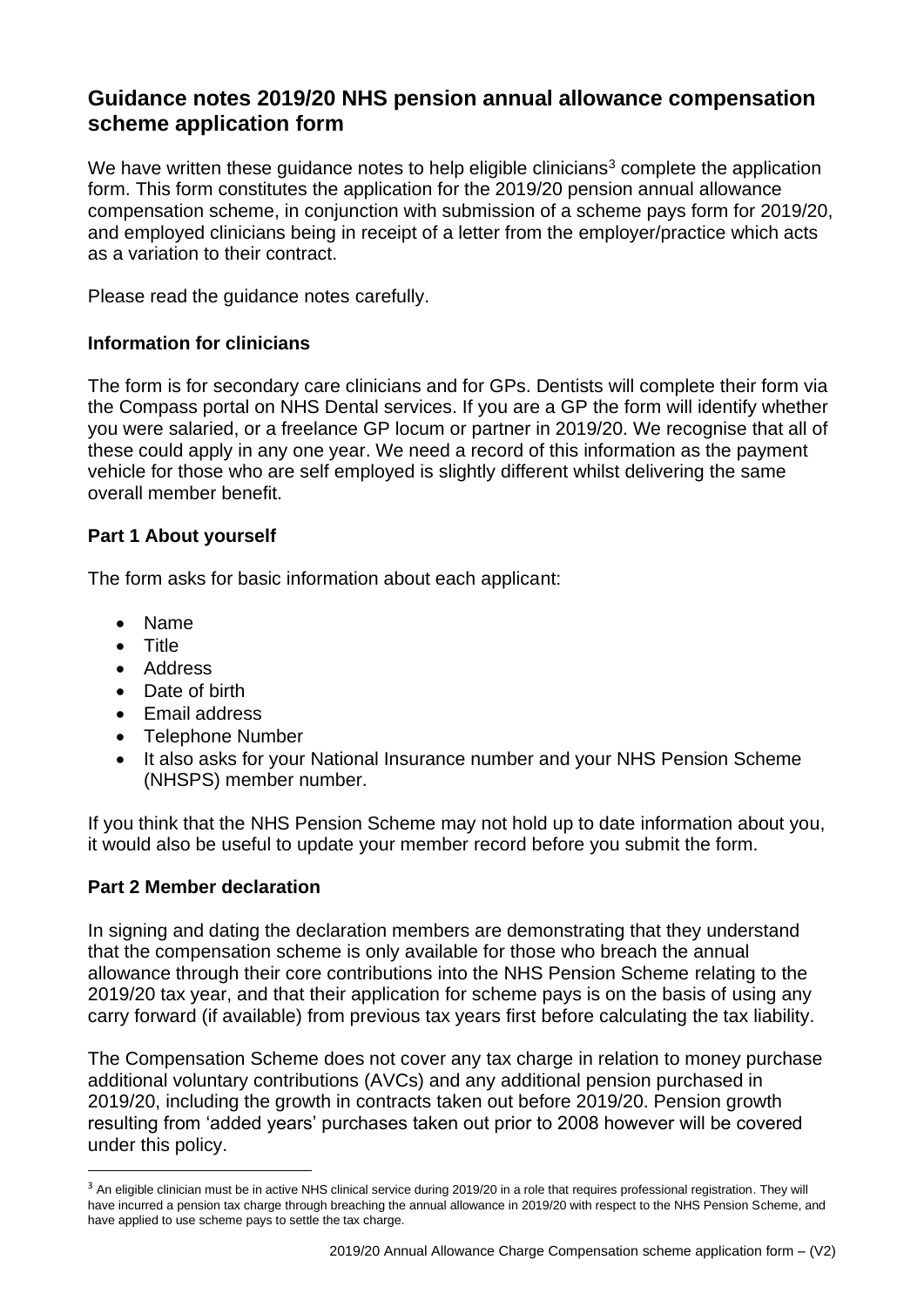## Guidance notes 2019/20 NHS pension annual allowance compensation scheme application form

We have written these guidance notes to help eligible clinicians[3] complete the application form. This form constitutes the application for the 2019/20 pension annual allowance compensation scheme, in conjunction with submission of a scheme pays form for 2019/20, and employed clinicians being in receipt of a letter from the employer/practice which acts as a variation to their contract.

Please read the guidance notes carefully.

### Information for clinicians

The form is for secondary care clinicians and for GPs. Dentists will complete their form via the Compass portal on NHS Dental services. If you are a GP the form will identify whether you were salaried, or a freelance GP locum or partner in 2019/20. We recognise that all of these could apply in any one year. We need a record of this information as the payment vehicle for those who are self employed is slightly different whilst delivering the same overall member benefit.

### Part 1 About yourself

The form asks for basic information about each applicant:

- Name
- Title
- Address
- Date of birth
- Email address
- Telephone Number
- It also asks for your National Insurance number and your NHS Pension Scheme (NHSPS) member number.

If you think that the NHS Pension Scheme may not hold up to date information about you, it would also be useful to update your member record before you submit the form.

### Part 2 Member declaration

In signing and dating the declaration members are demonstrating that they understand that the compensation scheme is only available for those who breach the annual allowance through their core contributions into the NHS Pension Scheme relating to the 2019/20 tax year, and that their application for scheme pays is on the basis of using any carry forward (if available) from previous tax years first before calculating the tax liability.

The Compensation Scheme does not cover any tax charge in relation to money purchase additional voluntary contributions (AVCs) and any additional pension purchased in 2019/20, including the growth in contracts taken out before 2019/20. Pension growth resulting from 'added years' purchases taken out prior to 2008 however will be covered under this policy.

---

[3] An eligible clinician must be in active NHS clinical service during 2019/20 in a role that requires professional registration. They will have incurred a pension tax charge through breaching the annual allowance in 2019/20 with respect to the NHS Pension Scheme, and have applied to use scheme pays to settle the tax charge.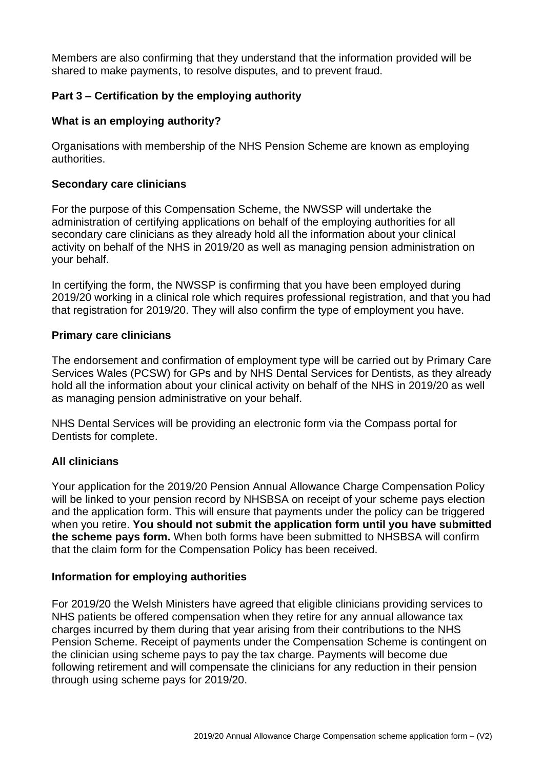Members are also confirming that they understand that the information provided will be shared to make payments, to resolve disputes, and to prevent fraud.

### Part 3 – Certification by the employing authority

#### What is an employing authority?

Organisations with membership of the NHS Pension Scheme are known as employing authorities.

#### Secondary care clinicians

For the purpose of this Compensation Scheme, the NWSSP will undertake the administration of certifying applications on behalf of the employing authorities for all secondary care clinicians as they already hold all the information about your clinical activity on behalf of the NHS in 2019/20 as well as managing pension administration on your behalf.

In certifying the form, the NWSSP is confirming that you have been employed during 2019/20 working in a clinical role which requires professional registration, and that you had that registration for 2019/20. They will also confirm the type of employment you have.

#### Primary care clinicians

The endorsement and confirmation of employment type will be carried out by Primary Care Services Wales (PCSW) for GPs and by NHS Dental Services for Dentists, as they already hold all the information about your clinical activity on behalf of the NHS in 2019/20 as well as managing pension administrative on your behalf.

NHS Dental Services will be providing an electronic form via the Compass portal for Dentists for complete.

#### All clinicians

Your application for the 2019/20 Pension Annual Allowance Charge Compensation Policy will be linked to your pension record by NHSBSA on receipt of your scheme pays election and the application form. This will ensure that payments under the policy can be triggered when you retire. **You should not submit the application form until you have submitted the scheme pays form.** When both forms have been submitted to NHSBSA will confirm that the claim form for the Compensation Policy has been received.

#### Information for employing authorities

For 2019/20 the Welsh Ministers have agreed that eligible clinicians providing services to NHS patients be offered compensation when they retire for any annual allowance tax charges incurred by them during that year arising from their contributions to the NHS Pension Scheme. Receipt of payments under the Compensation Scheme is contingent on the clinician using scheme pays to pay the tax charge. Payments will become due following retirement and will compensate the clinicians for any reduction in their pension through using scheme pays for 2019/20.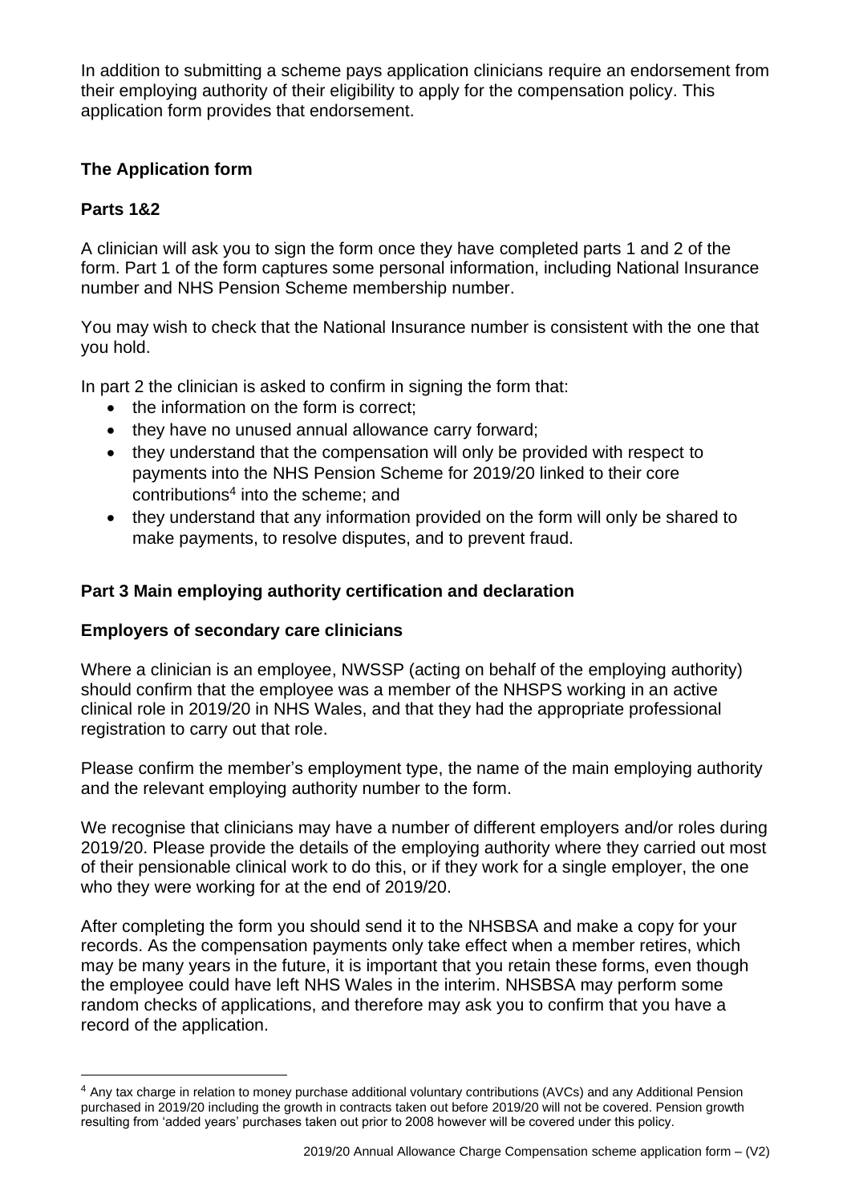In addition to submitting a scheme pays application clinicians require an endorsement from their employing authority of their eligibility to apply for the compensation policy. This application form provides that endorsement.

## The Application form

### Parts 1&2

A clinician will ask you to sign the form once they have completed parts 1 and 2 of the form. Part 1 of the form captures some personal information, including National Insurance number and NHS Pension Scheme membership number.

You may wish to check that the National Insurance number is consistent with the one that you hold.

In part 2 the clinician is asked to confirm in signing the form that:

- the information on the form is correct;
- they have no unused annual allowance carry forward;
- they understand that the compensation will only be provided with respect to payments into the NHS Pension Scheme for 2019/20 linked to their core contributions[4] into the scheme; and
- they understand that any information provided on the form will only be shared to make payments, to resolve disputes, and to prevent fraud.

### Part 3 Main employing authority certification and declaration

### Employers of secondary care clinicians

Where a clinician is an employee, NWSSP (acting on behalf of the employing authority) should confirm that the employee was a member of the NHSPS working in an active clinical role in 2019/20 in NHS Wales, and that they had the appropriate professional registration to carry out that role.

Please confirm the member's employment type, the name of the main employing authority and the relevant employing authority number to the form.

We recognise that clinicians may have a number of different employers and/or roles during 2019/20. Please provide the details of the employing authority where they carried out most of their pensionable clinical work to do this, or if they work for a single employer, the one who they were working for at the end of 2019/20.

After completing the form you should send it to the NHSBSA and make a copy for your records. As the compensation payments only take effect when a member retires, which may be many years in the future, it is important that you retain these forms, even though the employee could have left NHS Wales in the interim. NHSBSA may perform some random checks of applications, and therefore may ask you to confirm that you have a record of the application.

[4] Any tax charge in relation to money purchase additional voluntary contributions (AVCs) and any Additional Pension purchased in 2019/20 including the growth in contracts taken out before 2019/20 will not be covered. Pension growth resulting from 'added years' purchases taken out prior to 2008 however will be covered under this policy.